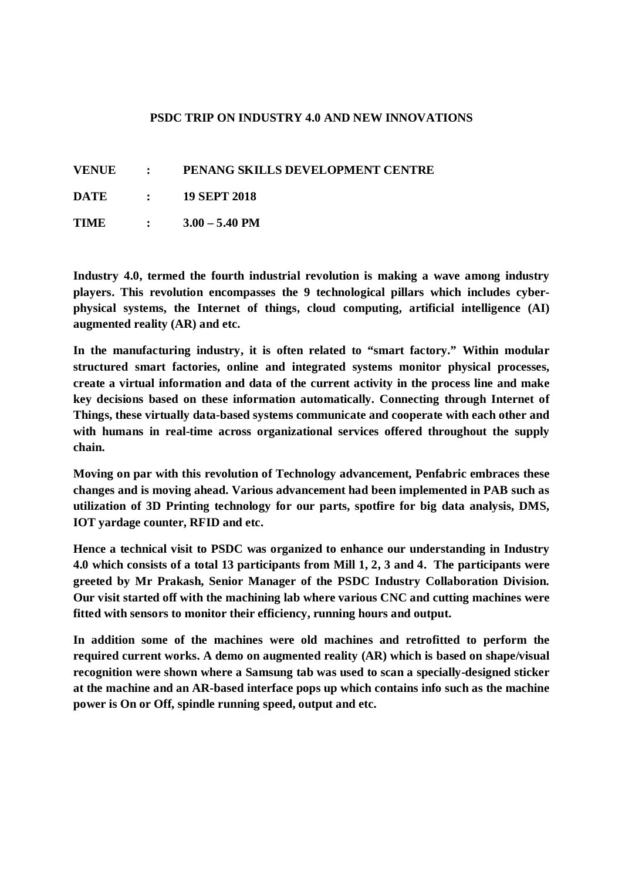# PSDC TRIP ON INDUSTRY 4.0 AND NEW INNOVATIONS

**VENUE : PENANG SKILLS DEVELOPMENT CENTRE**

**DATE : 19 SEPT 2018**

**TIME : 3.00 – 5.40 PM**

**Industry 4.0, termed the fourth industrial revolution is making a wave among industry players. This revolution encompasses the 9 technological pillars which includes cyber-physical systems, the Internet of things, cloud computing, artificial intelligence (AI) augmented reality (AR) and etc.**

**In the manufacturing industry, it is often related to "smart factory." Within modular structured smart factories, online and integrated systems monitor physical processes, create a virtual information and data of the current activity in the process line and make key decisions based on these information automatically. Connecting through Internet of Things, these virtually data-based systems communicate and cooperate with each other and with humans in real-time across organizational services offered throughout the supply chain.**

**Moving on par with this revolution of Technology advancement, Penfabric embraces these changes and is moving ahead. Various advancement had been implemented in PAB such as utilization of 3D Printing technology for our parts, spotfire for big data analysis, DMS, IOT yardage counter, RFID and etc.**

**Hence a technical visit to PSDC was organized to enhance our understanding in Industry 4.0 which consists of a total 13 participants from Mill 1, 2, 3 and 4. The participants were greeted by Mr Prakash, Senior Manager of the PSDC Industry Collaboration Division. Our visit started off with the machining lab where various CNC and cutting machines were fitted with sensors to monitor their efficiency, running hours and output.**

**In addition some of the machines were old machines and retrofitted to perform the required current works. A demo on augmented reality (AR) which is based on shape/visual recognition were shown where a Samsung tab was used to scan a specially-designed sticker at the machine and an AR-based interface pops up which contains info such as the machine power is On or Off, spindle running speed, output and etc.**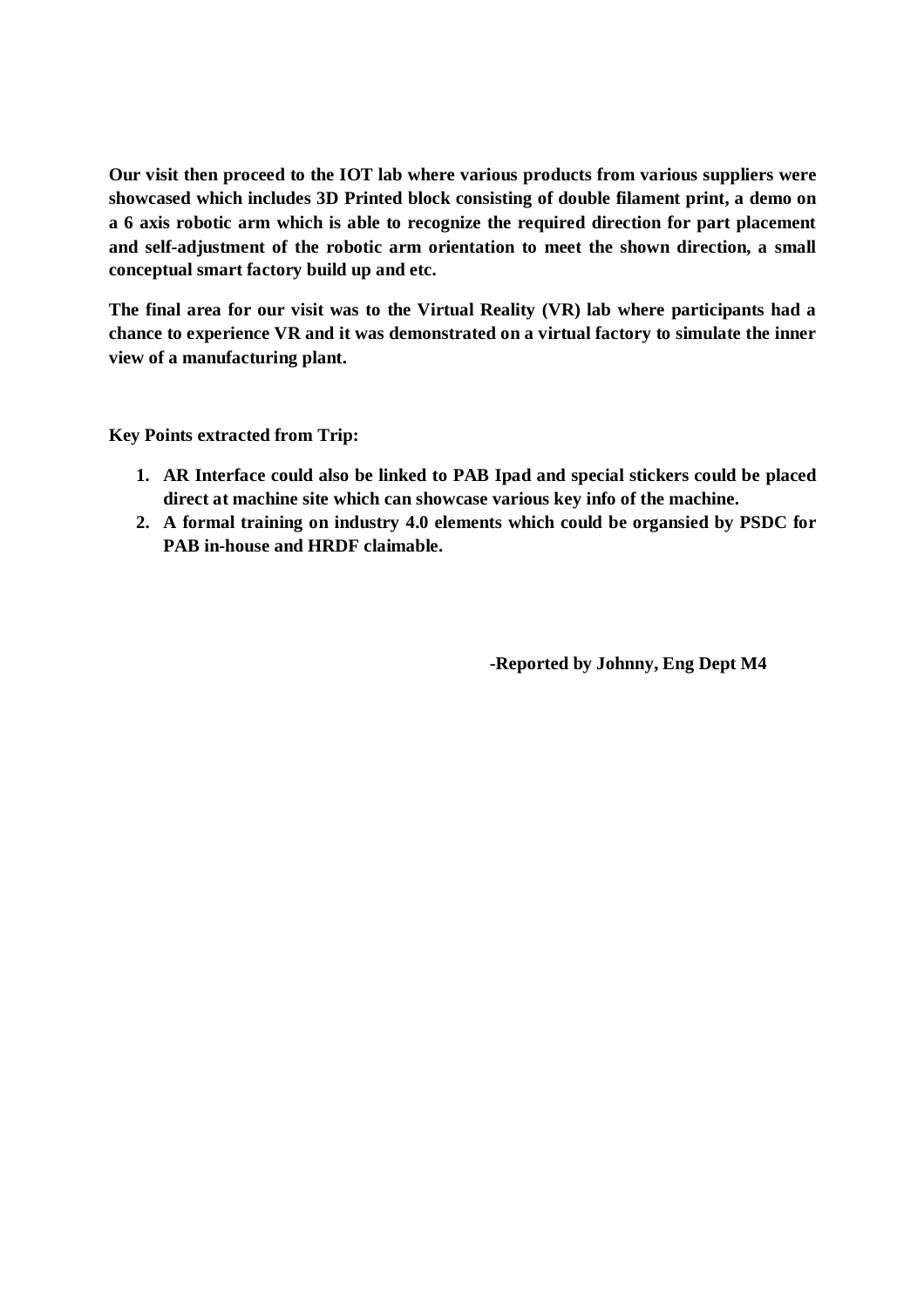**Our visit then proceed to the IOT lab where various products from various suppliers were showcased which includes 3D Printed block consisting of double filament print, a demo on a 6 axis robotic arm which is able to recognize the required direction for part placement and self-adjustment of the robotic arm orientation to meet the shown direction, a small conceptual smart factory build up and etc.**

**The final area for our visit was to the Virtual Reality (VR) lab where participants had a chance to experience VR and it was demonstrated on a virtual factory to simulate the inner view of a manufacturing plant.**

**Key Points extracted from Trip:**

1. **AR Interface could also be linked to PAB Ipad and special stickers could be placed direct at machine site which can showcase various key info of the machine.**
2. **A formal training on industry 4.0 elements which could be organsied by PSDC for PAB in-house and HRDF claimable.**

**-Reported by Johnny, Eng Dept M4**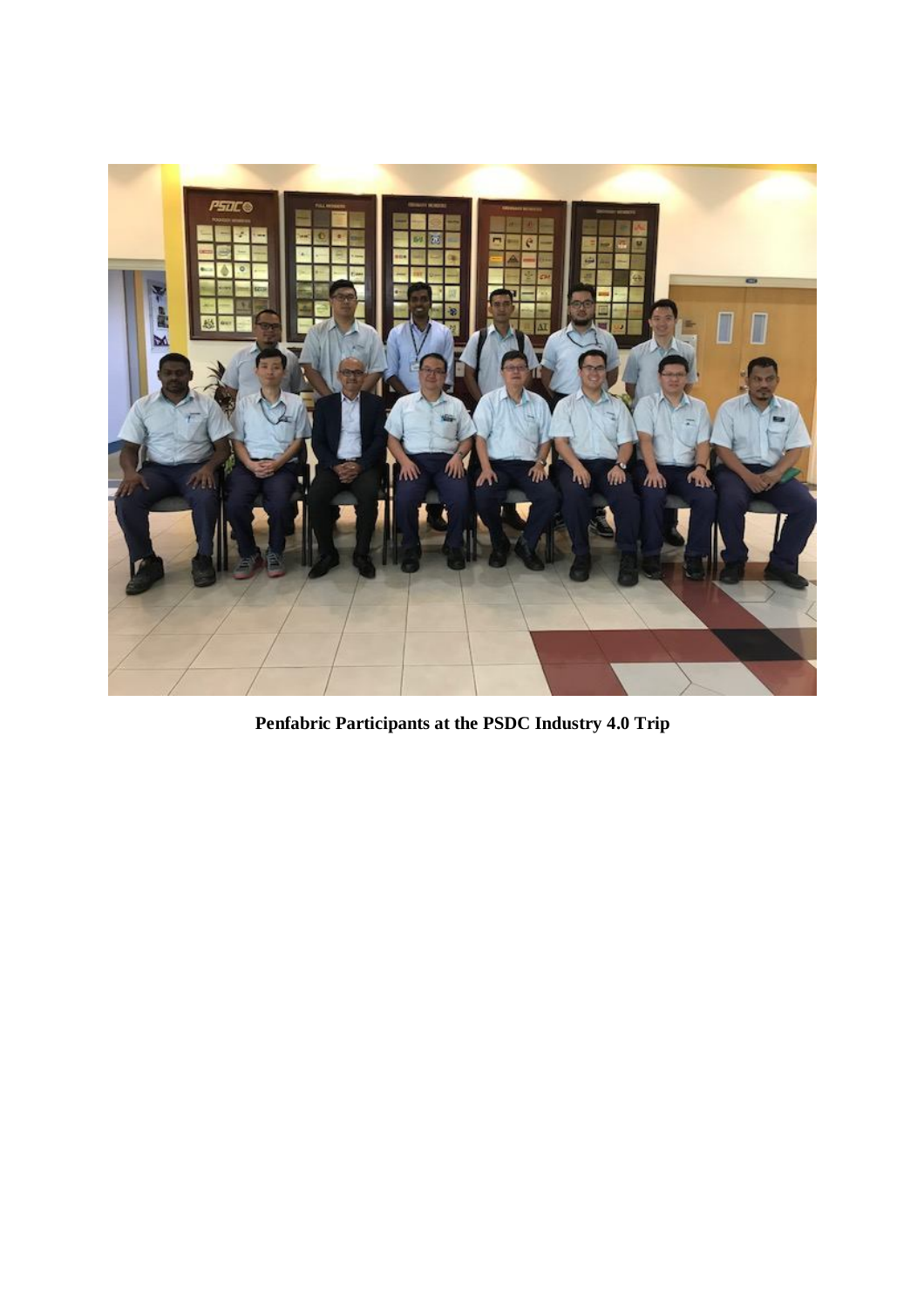**Penfabric Participants at the PSDC Industry 4.0 Trip**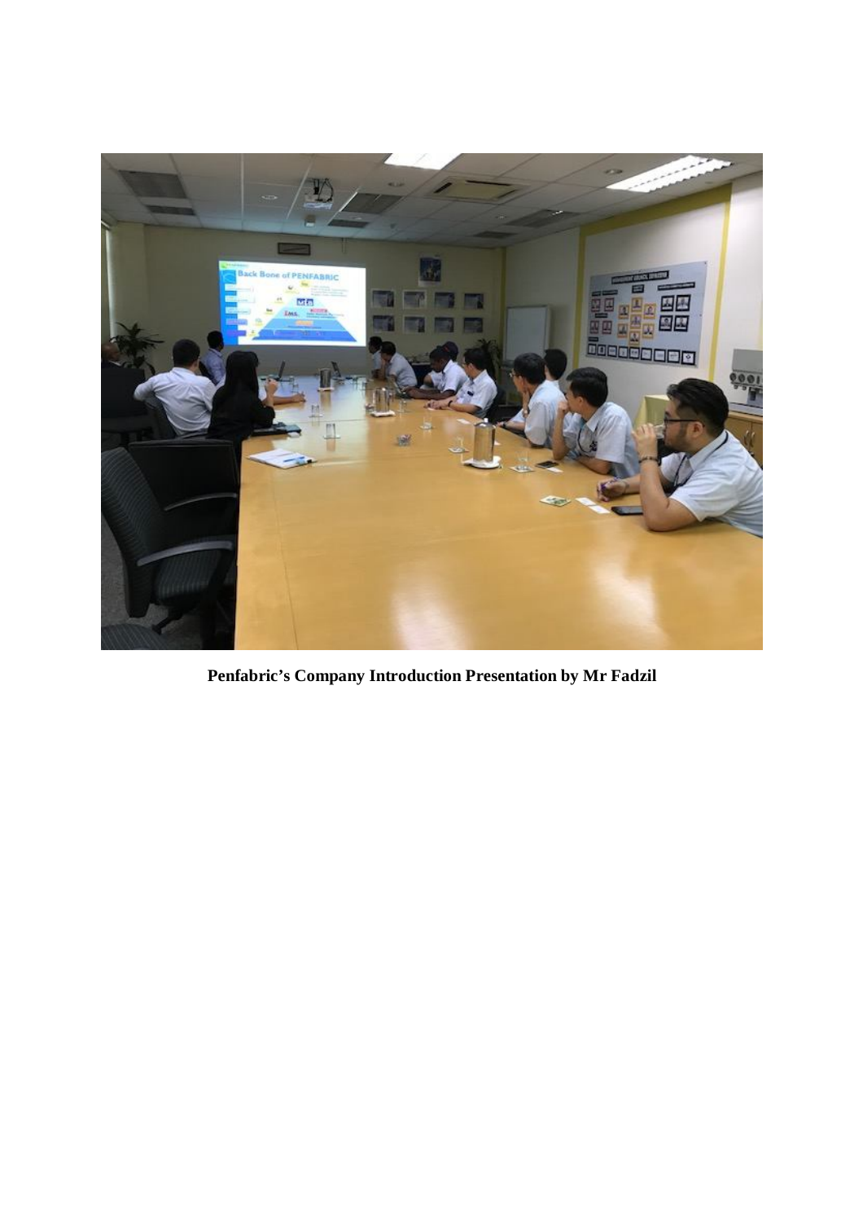**Penfabric's Company Introduction Presentation by Mr Fadzil**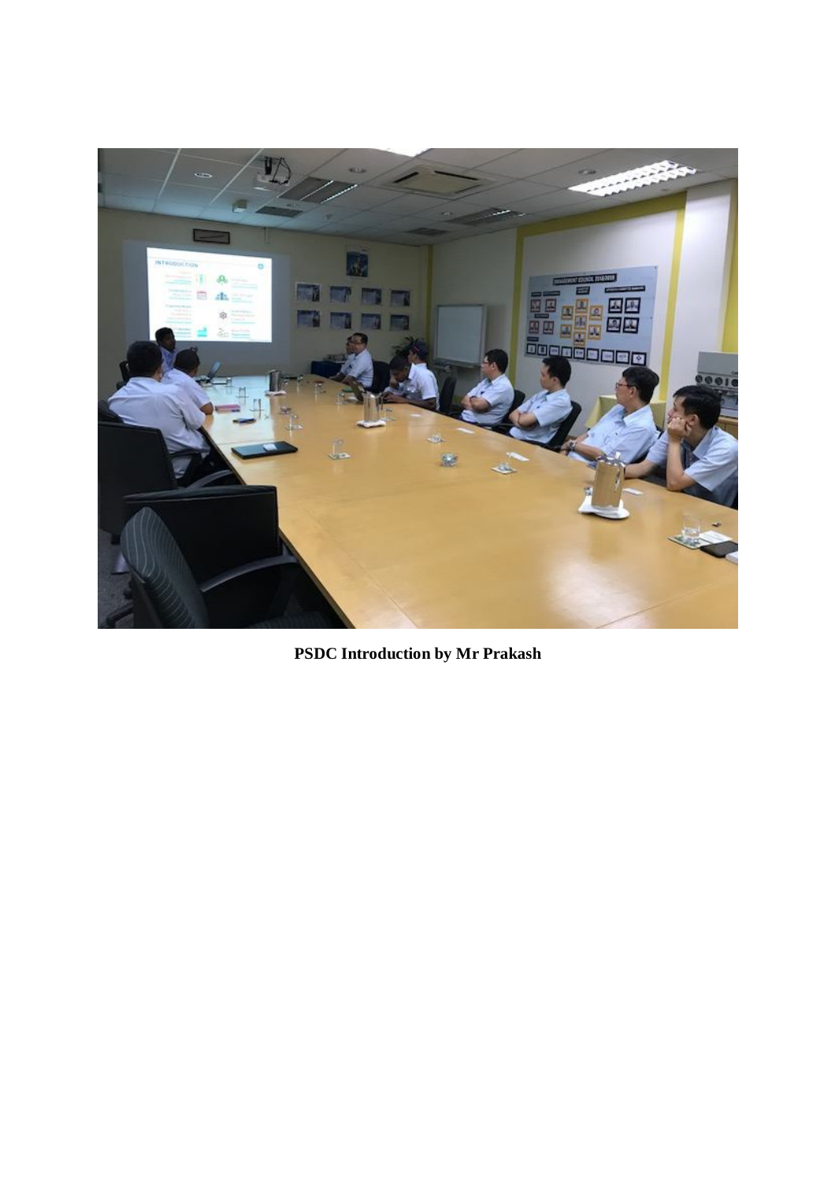**PSDC Introduction by Mr Prakash**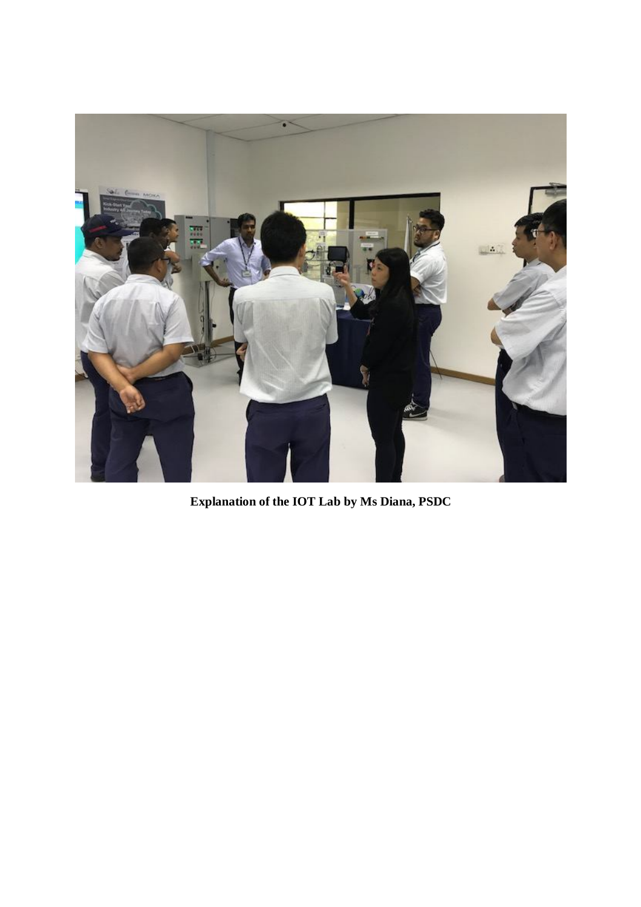**Explanation of the IOT Lab by Ms Diana, PSDC**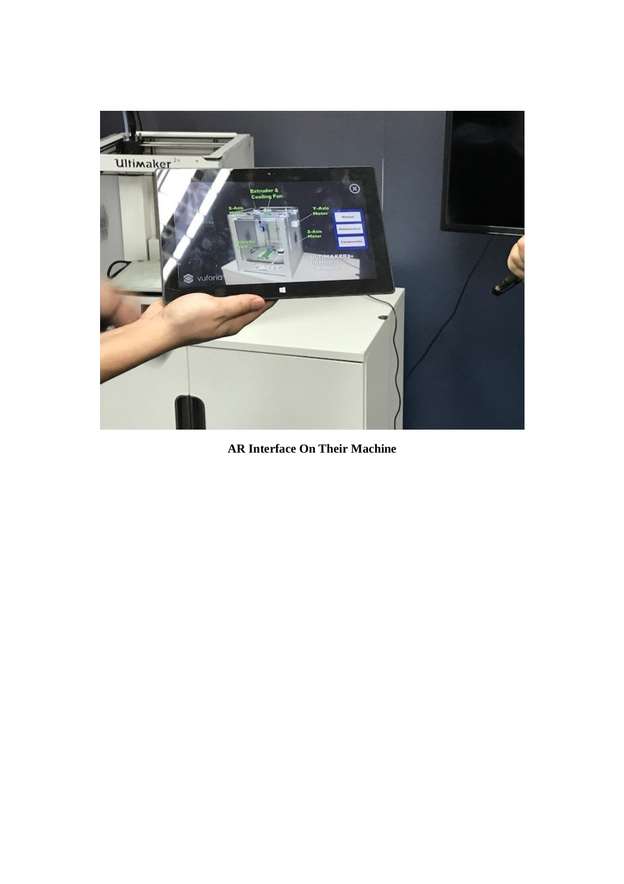**AR Interface On Their Machine**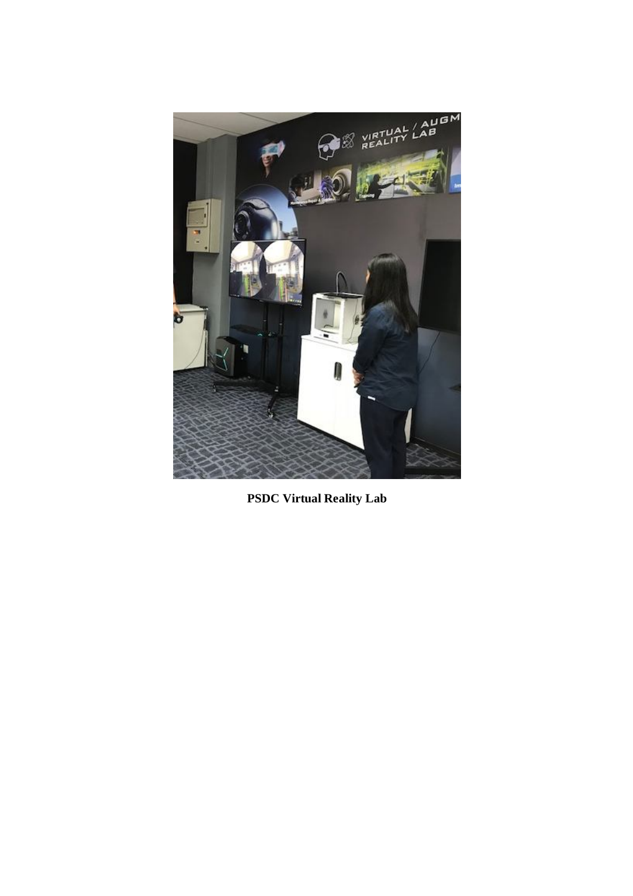**PSDC Virtual Reality Lab**